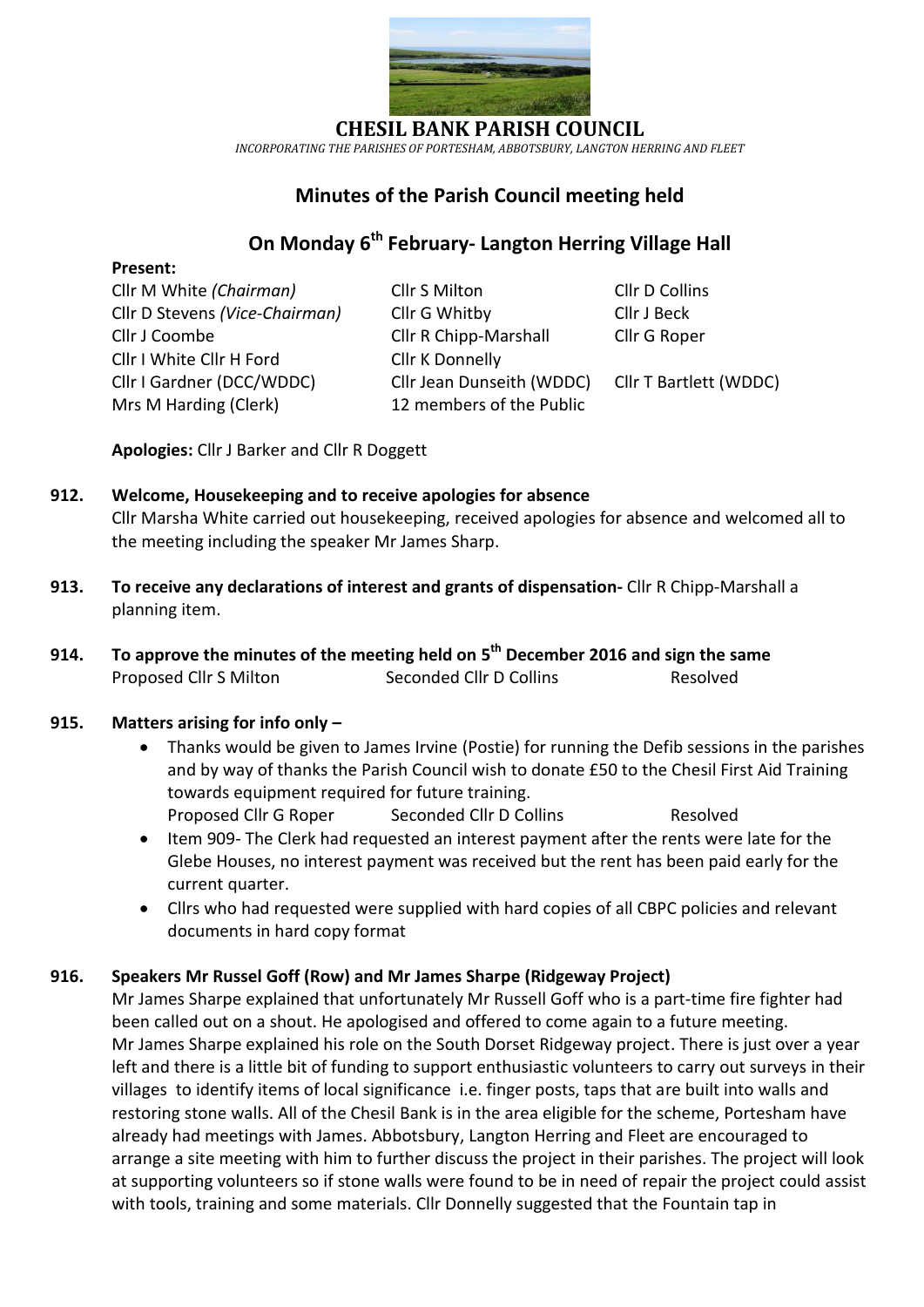# CHESIL BANK PARISH COUNCIL

*INCORPORATING THE PARISHES OF PORTESHAM, ABBOTSBURY, LANGTON HERRING AND FLEET*

## Minutes of the Parish Council meeting held

## On Monday 6th February- Langton Herring Village Hall

**Present:**

| | | |
|---|---|---|
| Cllr M White *(Chairman)* | Cllr S Milton | Cllr D Collins |
| Cllr D Stevens *(Vice-Chairman)* | Cllr G Whitby | Cllr J Beck |
| Cllr J Coombe | Cllr R Chipp-Marshall | Cllr G Roper |
| Cllr I White Cllr H Ford | Cllr K Donnelly | |
| Cllr I Gardner (DCC/WDDC) | Cllr Jean Dunseith (WDDC) | Cllr T Bartlett (WDDC) |
| Mrs M Harding (Clerk) | 12 members of the Public | |

**Apologies:** Cllr J Barker and Cllr R Doggett

**912. Welcome, Housekeeping and to receive apologies for absence**

Cllr Marsha White carried out housekeeping, received apologies for absence and welcomed all to the meeting including the speaker Mr James Sharp.

**913. To receive any declarations of interest and grants of dispensation-** Cllr R Chipp-Marshall a planning item.

**914. To approve the minutes of the meeting held on 5th December 2016 and sign the same**

Proposed Cllr S Milton Seconded Cllr D Collins Resolved

**915. Matters arising for info only –**

- Thanks would be given to James Irvine (Postie) for running the Defib sessions in the parishes and by way of thanks the Parish Council wish to donate £50 to the Chesil First Aid Training towards equipment required for future training.
  Proposed Cllr G Roper Seconded Cllr D Collins Resolved
- Item 909- The Clerk had requested an interest payment after the rents were late for the Glebe Houses, no interest payment was received but the rent has been paid early for the current quarter.
- Cllrs who had requested were supplied with hard copies of all CBPC policies and relevant documents in hard copy format

**916. Speakers Mr Russel Goff (Row) and Mr James Sharpe (Ridgeway Project)**

Mr James Sharpe explained that unfortunately Mr Russell Goff who is a part-time fire fighter had been called out on a shout. He apologised and offered to come again to a future meeting.
Mr James Sharpe explained his role on the South Dorset Ridgeway project. There is just over a year left and there is a little bit of funding to support enthusiastic volunteers to carry out surveys in their villages to identify items of local significance i.e. finger posts, taps that are built into walls and restoring stone walls. All of the Chesil Bank is in the area eligible for the scheme, Portesham have already had meetings with James. Abbotsbury, Langton Herring and Fleet are encouraged to arrange a site meeting with him to further discuss the project in their parishes. The project will look at supporting volunteers so if stone walls were found to be in need of repair the project could assist with tools, training and some materials. Cllr Donnelly suggested that the Fountain tap in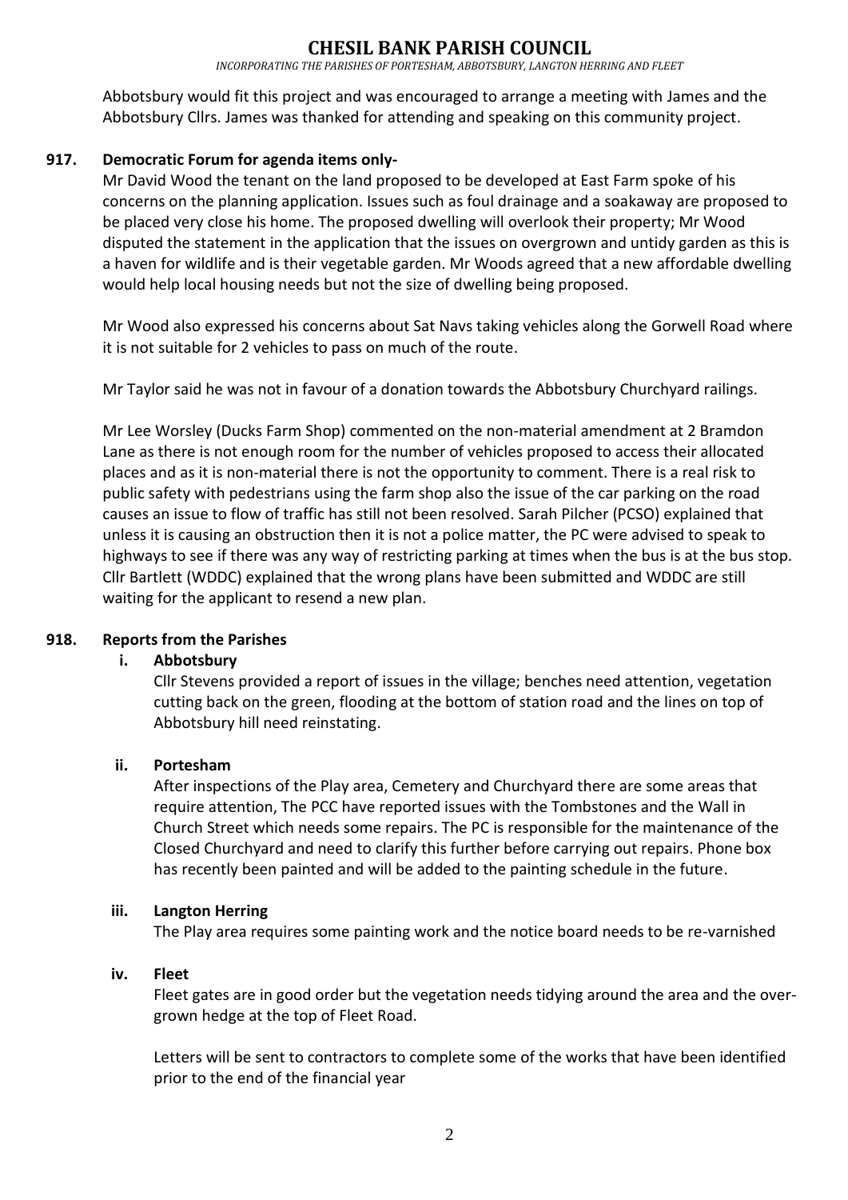Abbotsbury would fit this project and was encouraged to arrange a meeting with James and the Abbotsbury Cllrs. James was thanked for attending and speaking on this community project.

**917. Democratic Forum for agenda items only-**

Mr David Wood the tenant on the land proposed to be developed at East Farm spoke of his concerns on the planning application. Issues such as foul drainage and a soakaway are proposed to be placed very close his home. The proposed dwelling will overlook their property; Mr Wood disputed the statement in the application that the issues on overgrown and untidy garden as this is a haven for wildlife and is their vegetable garden. Mr Woods agreed that a new affordable dwelling would help local housing needs but not the size of dwelling being proposed.

Mr Wood also expressed his concerns about Sat Navs taking vehicles along the Gorwell Road where it is not suitable for 2 vehicles to pass on much of the route.

Mr Taylor said he was not in favour of a donation towards the Abbotsbury Churchyard railings.

Mr Lee Worsley (Ducks Farm Shop) commented on the non-material amendment at 2 Bramdon Lane as there is not enough room for the number of vehicles proposed to access their allocated places and as it is non-material there is not the opportunity to comment. There is a real risk to public safety with pedestrians using the farm shop also the issue of the car parking on the road causes an issue to flow of traffic has still not been resolved. Sarah Pilcher (PCSO) explained that unless it is causing an obstruction then it is not a police matter, the PC were advised to speak to highways to see if there was any way of restricting parking at times when the bus is at the bus stop. Cllr Bartlett (WDDC) explained that the wrong plans have been submitted and WDDC are still waiting for the applicant to resend a new plan.

**918. Reports from the Parishes**

**i. Abbotsbury**

Cllr Stevens provided a report of issues in the village; benches need attention, vegetation cutting back on the green, flooding at the bottom of station road and the lines on top of Abbotsbury hill need reinstating.

**ii. Portesham**

After inspections of the Play area, Cemetery and Churchyard there are some areas that require attention, The PCC have reported issues with the Tombstones and the Wall in Church Street which needs some repairs. The PC is responsible for the maintenance of the Closed Churchyard and need to clarify this further before carrying out repairs. Phone box has recently been painted and will be added to the painting schedule in the future.

**iii. Langton Herring**

The Play area requires some painting work and the notice board needs to be re-varnished

**iv. Fleet**

Fleet gates are in good order but the vegetation needs tidying around the area and the over-grown hedge at the top of Fleet Road.

Letters will be sent to contractors to complete some of the works that have been identified prior to the end of the financial year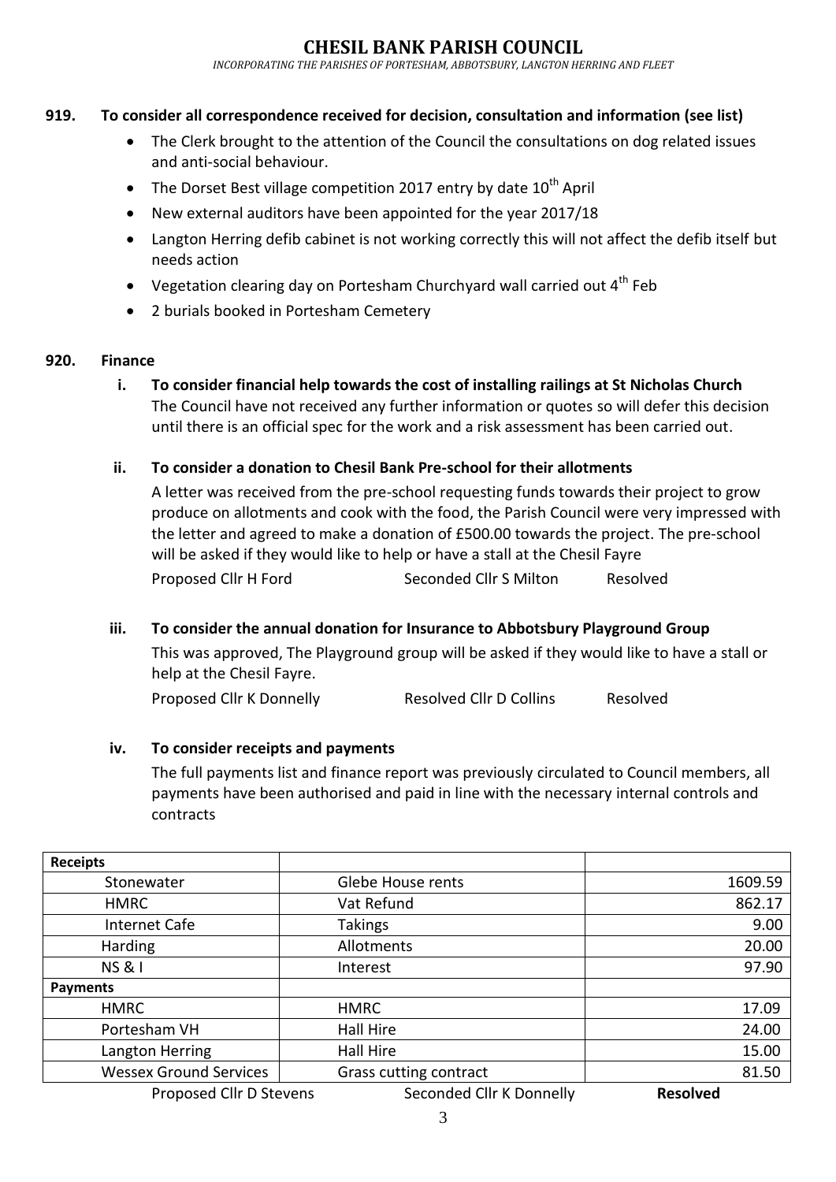# CHESIL BANK PARISH COUNCIL

*INCORPORATING THE PARISHES OF PORTESHAM, ABBOTSBURY, LANGTON HERRING AND FLEET*

**919. To consider all correspondence received for decision, consultation and information (see list)**

- The Clerk brought to the attention of the Council the consultations on dog related issues and anti-social behaviour.
- The Dorset Best village competition 2017 entry by date 10th April
- New external auditors have been appointed for the year 2017/18
- Langton Herring defib cabinet is not working correctly this will not affect the defib itself but needs action
- Vegetation clearing day on Portesham Churchyard wall carried out 4th Feb
- 2 burials booked in Portesham Cemetery

**920. Finance**

**i. To consider financial help towards the cost of installing railings at St Nicholas Church**

The Council have not received any further information or quotes so will defer this decision until there is an official spec for the work and a risk assessment has been carried out.

**ii. To consider a donation to Chesil Bank Pre-school for their allotments**

A letter was received from the pre-school requesting funds towards their project to grow produce on allotments and cook with the food, the Parish Council were very impressed with the letter and agreed to make a donation of £500.00 towards the project. The pre-school will be asked if they would like to help or have a stall at the Chesil Fayre

Proposed Cllr H Ford Seconded Cllr S Milton Resolved

**iii. To consider the annual donation for Insurance to Abbotsbury Playground Group**

This was approved, The Playground group will be asked if they would like to have a stall or help at the Chesil Fayre.

Proposed Cllr K Donnelly Resolved Cllr D Collins Resolved

**iv. To consider receipts and payments**

The full payments list and finance report was previously circulated to Council members, all payments have been authorised and paid in line with the necessary internal controls and contracts

| **Receipts** | | |
|---|---|---|
| Stonewater | Glebe House rents | 1609.59 |
| HMRC | Vat Refund | 862.17 |
| Internet Cafe | Takings | 9.00 |
| Harding | Allotments | 20.00 |
| NS & I | Interest | 97.90 |
| **Payments** | | |
| HMRC | HMRC | 17.09 |
| Portesham VH | Hall Hire | 24.00 |
| Langton Herring | Hall Hire | 15.00 |
| Wessex Ground Services | Grass cutting contract | 81.50 |

Proposed Cllr D Stevens Seconded Cllr K Donnelly **Resolved**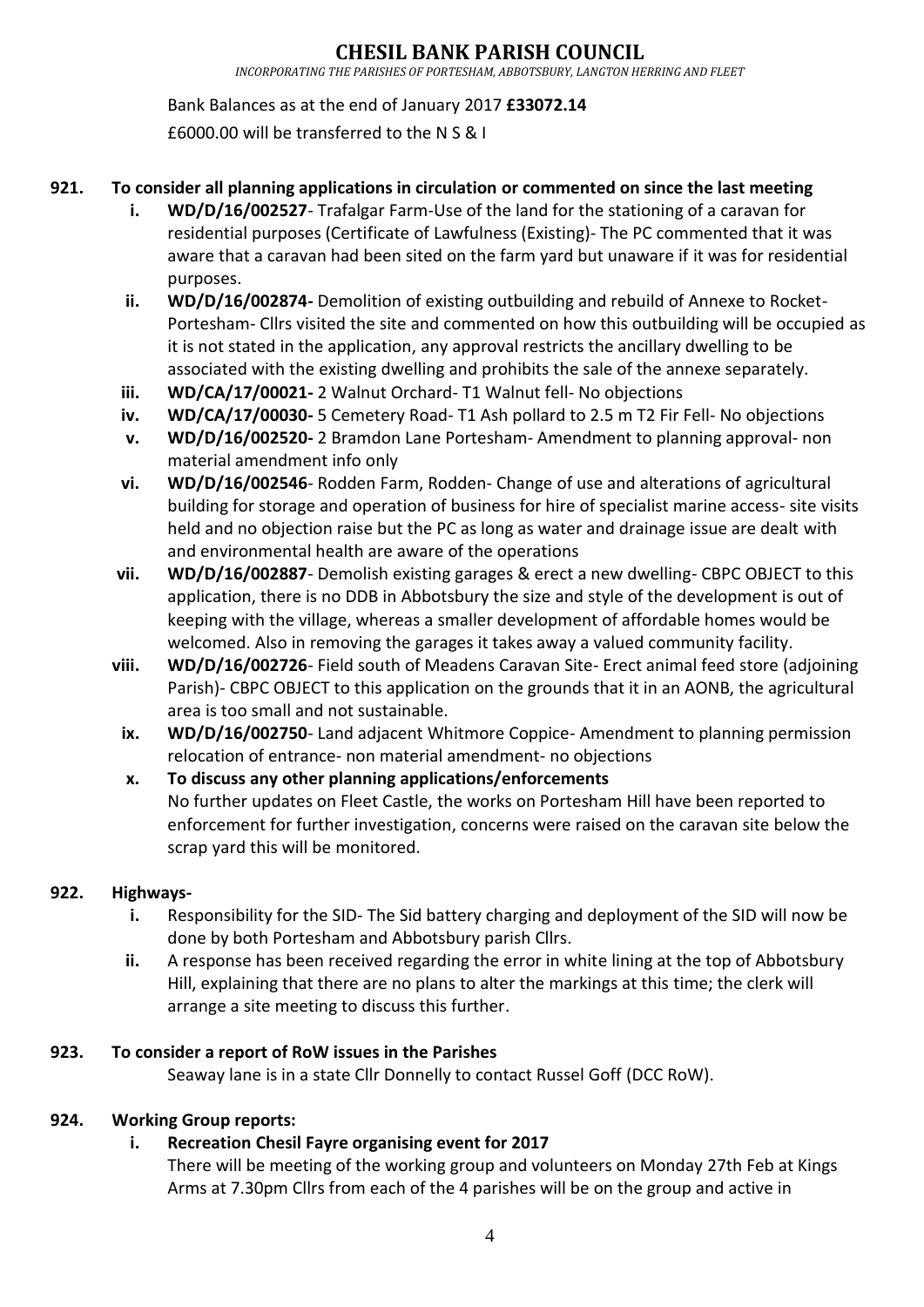Bank Balances as at the end of January 2017 **£33072.14**

£6000.00 will be transferred to the N S & I

**921. To consider all planning applications in circulation or commented on since the last meeting**

i. **WD/D/16/002527**- Trafalgar Farm-Use of the land for the stationing of a caravan for residential purposes (Certificate of Lawfulness (Existing)- The PC commented that it was aware that a caravan had been sited on the farm yard but unaware if it was for residential purposes.

ii. **WD/D/16/002874-** Demolition of existing outbuilding and rebuild of Annexe to Rocket- Portesham- Cllrs visited the site and commented on how this outbuilding will be occupied as it is not stated in the application, any approval restricts the ancillary dwelling to be associated with the existing dwelling and prohibits the sale of the annexe separately.

iii. **WD/CA/17/00021-** 2 Walnut Orchard- T1 Walnut fell- No objections

iv. **WD/CA/17/00030-** 5 Cemetery Road- T1 Ash pollard to 2.5 m T2 Fir Fell- No objections

v. **WD/D/16/002520-** 2 Bramdon Lane Portesham- Amendment to planning approval- non material amendment info only

vi. **WD/D/16/002546**- Rodden Farm, Rodden- Change of use and alterations of agricultural building for storage and operation of business for hire of specialist marine access- site visits held and no objection raise but the PC as long as water and drainage issue are dealt with and environmental health are aware of the operations

vii. **WD/D/16/002887**- Demolish existing garages & erect a new dwelling- CBPC OBJECT to this application, there is no DDB in Abbotsbury the size and style of the development is out of keeping with the village, whereas a smaller development of affordable homes would be welcomed. Also in removing the garages it takes away a valued community facility.

viii. **WD/D/16/002726**- Field south of Meadens Caravan Site- Erect animal feed store (adjoining Parish)- CBPC OBJECT to this application on the grounds that it in an AONB, the agricultural area is too small and not sustainable.

ix. **WD/D/16/002750**- Land adjacent Whitmore Coppice- Amendment to planning permission relocation of entrance- non material amendment- no objections

x. **To discuss any other planning applications/enforcements**
No further updates on Fleet Castle, the works on Portesham Hill have been reported to enforcement for further investigation, concerns were raised on the caravan site below the scrap yard this will be monitored.

**922. Highways-**

i. Responsibility for the SID- The Sid battery charging and deployment of the SID will now be done by both Portesham and Abbotsbury parish Cllrs.

ii. A response has been received regarding the error in white lining at the top of Abbotsbury Hill, explaining that there are no plans to alter the markings at this time; the clerk will arrange a site meeting to discuss this further.

**923. To consider a report of RoW issues in the Parishes**

Seaway lane is in a state Cllr Donnelly to contact Russel Goff (DCC RoW).

**924. Working Group reports:**

i. **Recreation Chesil Fayre organising event for 2017**
There will be meeting of the working group and volunteers on Monday 27th Feb at Kings Arms at 7.30pm Cllrs from each of the 4 parishes will be on the group and active in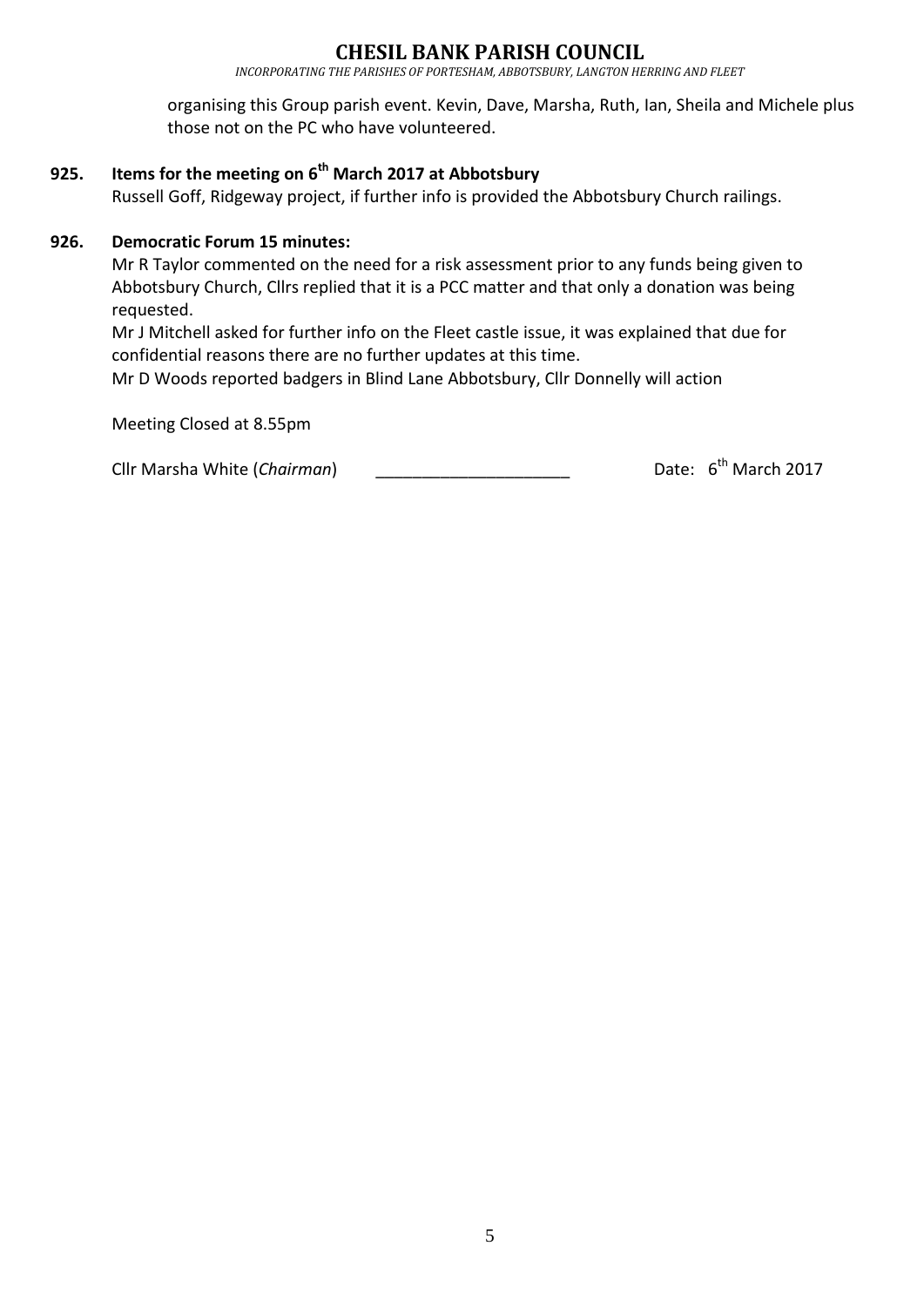organising this Group parish event. Kevin, Dave, Marsha, Ruth, Ian, Sheila and Michele plus those not on the PC who have volunteered.

**925. Items for the meeting on 6th March 2017 at Abbotsbury**

Russell Goff, Ridgeway project, if further info is provided the Abbotsbury Church railings.

**926. Democratic Forum 15 minutes:**

Mr R Taylor commented on the need for a risk assessment prior to any funds being given to Abbotsbury Church, Cllrs replied that it is a PCC matter and that only a donation was being requested.

Mr J Mitchell asked for further info on the Fleet castle issue, it was explained that due for confidential reasons there are no further updates at this time.

Mr D Woods reported badgers in Blind Lane Abbotsbury, Cllr Donnelly will action

Meeting Closed at 8.55pm

Cllr Marsha White (*Chairman*) _____________________ Date: 6th March 2017